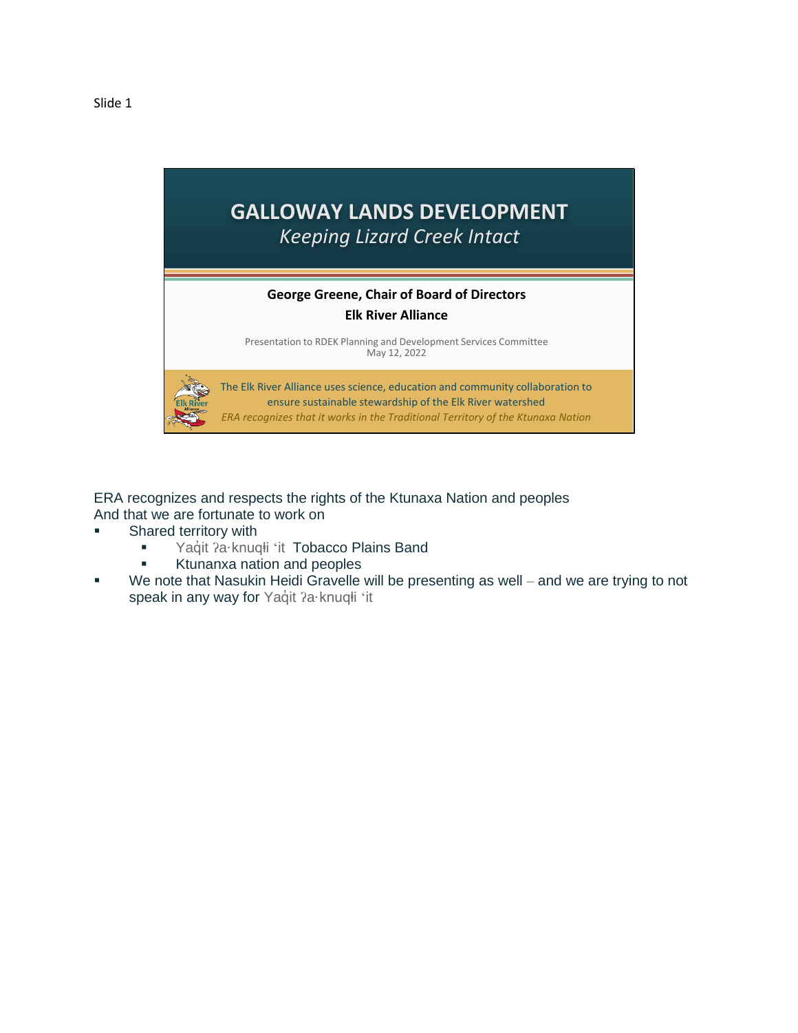Slide 1

# GALLOWAY LANDS DEVELOPMENT

*Keeping Lizard Creek Intact*

**George Greene, Chair of Board of Directors**

**Elk River Alliance**

Presentation to RDEK Planning and Development Services Committee
May 12, 2022

The Elk River Alliance uses science, education and community collaboration to ensure sustainable stewardship of the Elk River watershed

*ERA recognizes that it works in the Traditional Territory of the Ktunaxa Nation*

ERA recognizes and respects the rights of the Ktunaxa Nation and peoples
And that we are fortunate to work on

- Shared territory with
  - Yaq̓it ʔa·knuqⱡi ‘it Tobacco Plains Band
  - Ktunanxa nation and peoples
- We note that Nasukin Heidi Gravelle will be presenting as well – and we are trying to not speak in any way for Yaq̓it ʔa·knuqⱡi ‘it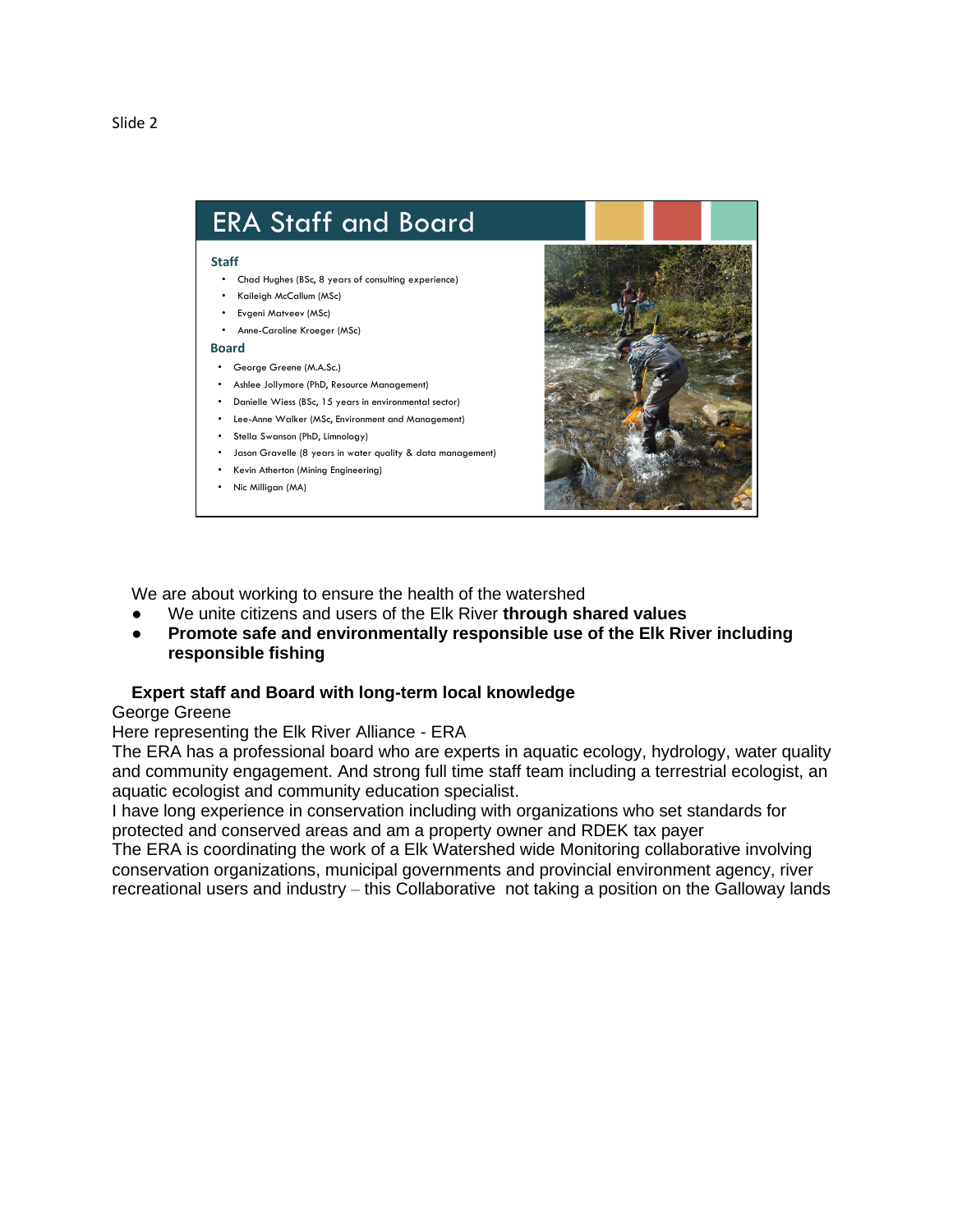Slide 2

# ERA Staff and Board

**Staff**

- Chad Hughes (BSc, 8 years of consulting experience)
- Kaileigh McCallum (MSc)
- Evgeni Matveev (MSc)
- Anne-Caroline Kroeger (MSc)

**Board**

- George Greene (M.A.Sc.)
- Ashlee Jollymore (PhD, Resource Management)
- Danielle Wiess (BSc, 15 years in environmental sector)
- Lee-Anne Walker (MSc, Environment and Management)
- Stella Swanson (PhD, Limnology)
- Jason Gravelle (8 years in water quality & data management)
- Kevin Atherton (Mining Engineering)
- Nic Milligan (MA)

We are about working to ensure the health of the watershed

- We unite citizens and users of the Elk River **through shared values**
- **Promote safe and environmentally responsible use of the Elk River including responsible fishing**

**Expert staff and Board with long-term local knowledge**

George Greene

Here representing the Elk River Alliance - ERA

The ERA has a professional board who are experts in aquatic ecology, hydrology, water quality and community engagement. And strong full time staff team including a terrestrial ecologist, an aquatic ecologist and community education specialist.

I have long experience in conservation including with organizations who set standards for protected and conserved areas and am a property owner and RDEK tax payer

The ERA is coordinating the work of a Elk Watershed wide Monitoring collaborative involving conservation organizations, municipal governments and provincial environment agency, river recreational users and industry – this Collaborative not taking a position on the Galloway lands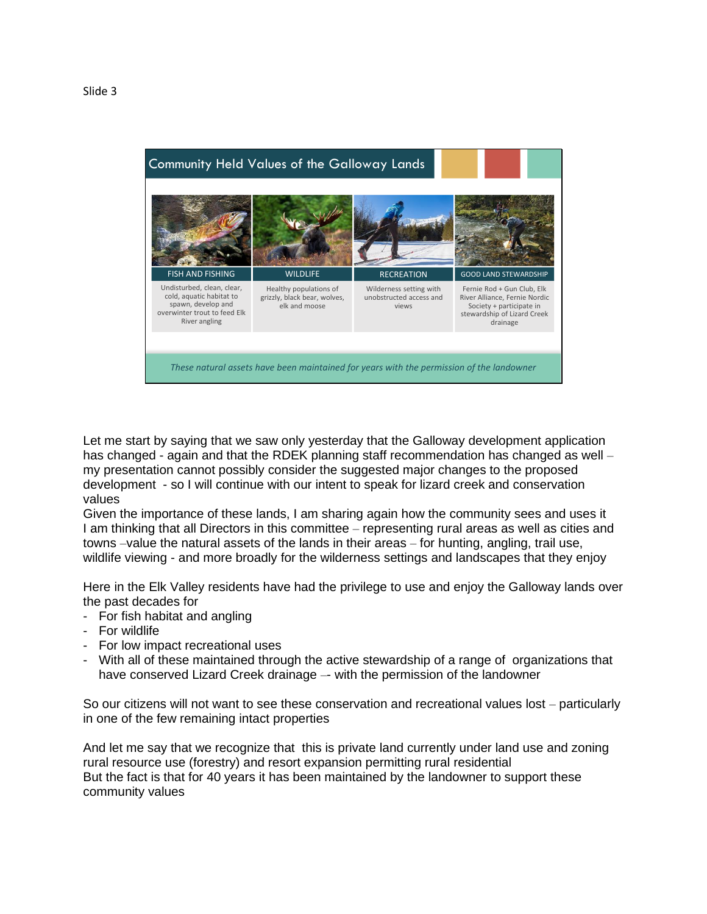Slide 3

## Community Held Values of the Galloway Lands

| FISH AND FISHING | WILDLIFE | RECREATION | GOOD LAND STEWARDSHIP |
| --- | --- | --- | --- |
| Undisturbed, clean, clear, cold, aquatic habitat to spawn, develop and overwinter trout to feed Elk River angling | Healthy populations of grizzly, black bear, wolves, elk and moose | Wilderness setting with unobstructed access and views | Fernie Rod + Gun Club, Elk River Alliance, Fernie Nordic Society + participate in stewardship of Lizard Creek drainage |

*These natural assets have been maintained for years with the permission of the landowner*

Let me start by saying that we saw only yesterday that the Galloway development application has changed - again and that the RDEK planning staff recommendation has changed as well – my presentation cannot possibly consider the suggested major changes to the proposed development - so I will continue with our intent to speak for lizard creek and conservation values

Given the importance of these lands, I am sharing again how the community sees and uses it

I am thinking that all Directors in this committee – representing rural areas as well as cities and towns –value the natural assets of the lands in their areas – for hunting, angling, trail use, wildlife viewing - and more broadly for the wilderness settings and landscapes that they enjoy

Here in the Elk Valley residents have had the privilege to use and enjoy the Galloway lands over the past decades for

- For fish habitat and angling
- For wildlife
- For low impact recreational uses
- With all of these maintained through the active stewardship of a range of organizations that have conserved Lizard Creek drainage –- with the permission of the landowner

So our citizens will not want to see these conservation and recreational values lost – particularly in one of the few remaining intact properties

And let me say that we recognize that this is private land currently under land use and zoning rural resource use (forestry) and resort expansion permitting rural residential

But the fact is that for 40 years it has been maintained by the landowner to support these community values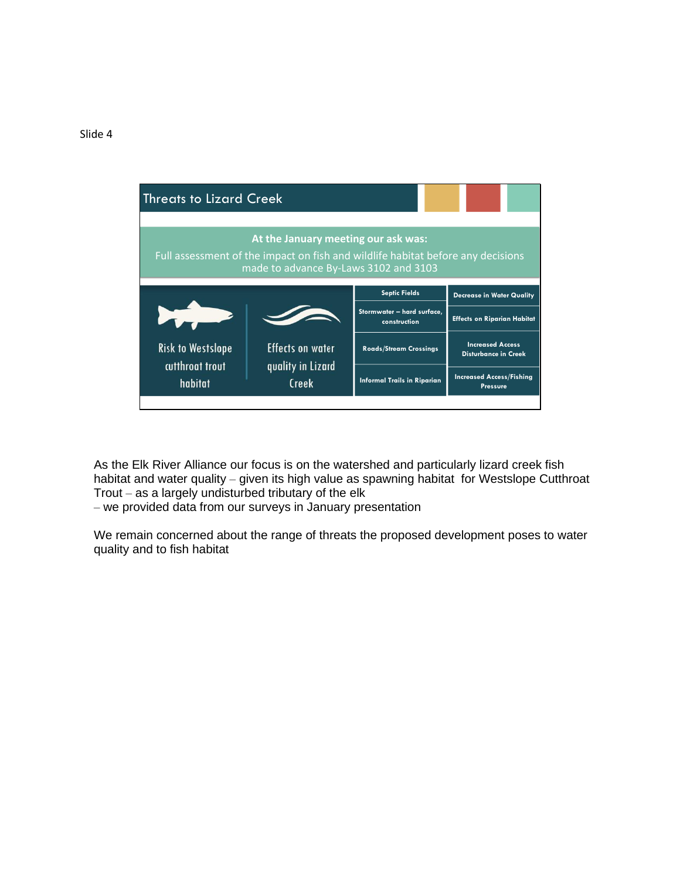Slide 4

## Threats to Lizard Creek

**At the January meeting our ask was:**

Full assessment of the impact on fish and wildlife habitat before any decisions made to advance By-Laws 3102 and 3103

Risk to Westslope cutthroat trout habitat

Effects on water quality in Lizard Creek

| | |
|---|---|
| Septic Fields | Decrease in Water Quality |
| Stormwater – hard surface, construction | Effects on Riparian Habitat |
| Roads/Stream Crossings | Increased Access Disturbance in Creek |
| Informal Trails in Riparian | Increased Access/Fishing Pressure |

As the Elk River Alliance our focus is on the watershed and particularly lizard creek fish habitat and water quality – given its high value as spawning habitat for Westslope Cutthroat Trout – as a largely undisturbed tributary of the elk
– we provided data from our surveys in January presentation

We remain concerned about the range of threats the proposed development poses to water quality and to fish habitat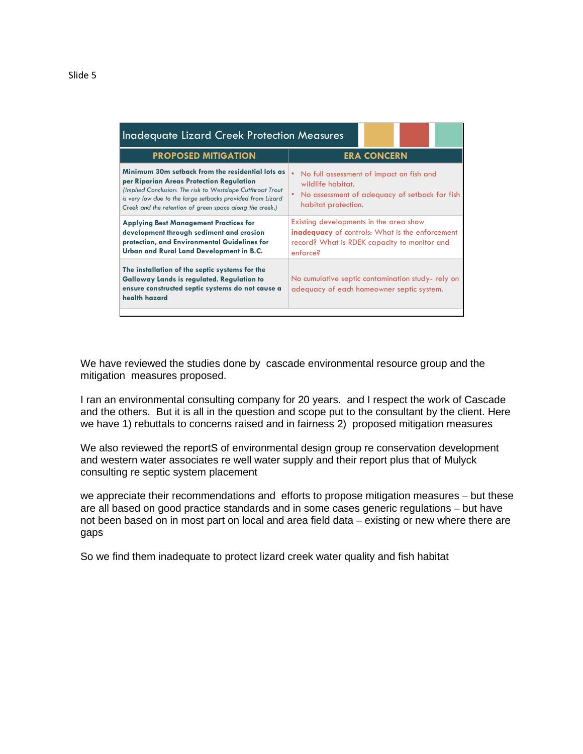Slide 5

## Inadequate Lizard Creek Protection Measures

| PROPOSED MITIGATION | ERA CONCERN |
|---|---|
| **Minimum 30m setback from the residential lots as per Riparian Areas Protection Regulation** *(Implied Conclusion: The risk to Westslope Cutthroat Trout is very low due to the large setbacks provided from Lizard Creek and the retention of green space along the creek.)* | • No full assessment of impact on fish and wildlife habitat. • No assessment of adequacy of setback for fish habitat protection. |
| **Applying Best Management Practices for development through sediment and erosion protection, and Environmental Guidelines for Urban and Rural Land Development in B.C.** | Existing developments in the area show **inadequacy** of controls: What is the enforcement record? What is RDEK capacity to monitor and enforce? |
| **The installation of the septic systems for the Galloway Lands is regulated. Regulation to ensure constructed septic systems do not cause a health hazard** | No cumulative septic contamination study- rely on adequacy of each homeowner septic system. |

We have reviewed the studies done by cascade environmental resource group and the mitigation measures proposed.

I ran an environmental consulting company for 20 years. and I respect the work of Cascade and the others. But it is all in the question and scope put to the consultant by the client. Here we have 1) rebuttals to concerns raised and in fairness 2) proposed mitigation measures

We also reviewed the reportS of environmental design group re conservation development and western water associates re well water supply and their report plus that of Mulyck consulting re septic system placement

we appreciate their recommendations and efforts to propose mitigation measures – but these are all based on good practice standards and in some cases generic regulations – but have not been based on in most part on local and area field data – existing or new where there are gaps

So we find them inadequate to protect lizard creek water quality and fish habitat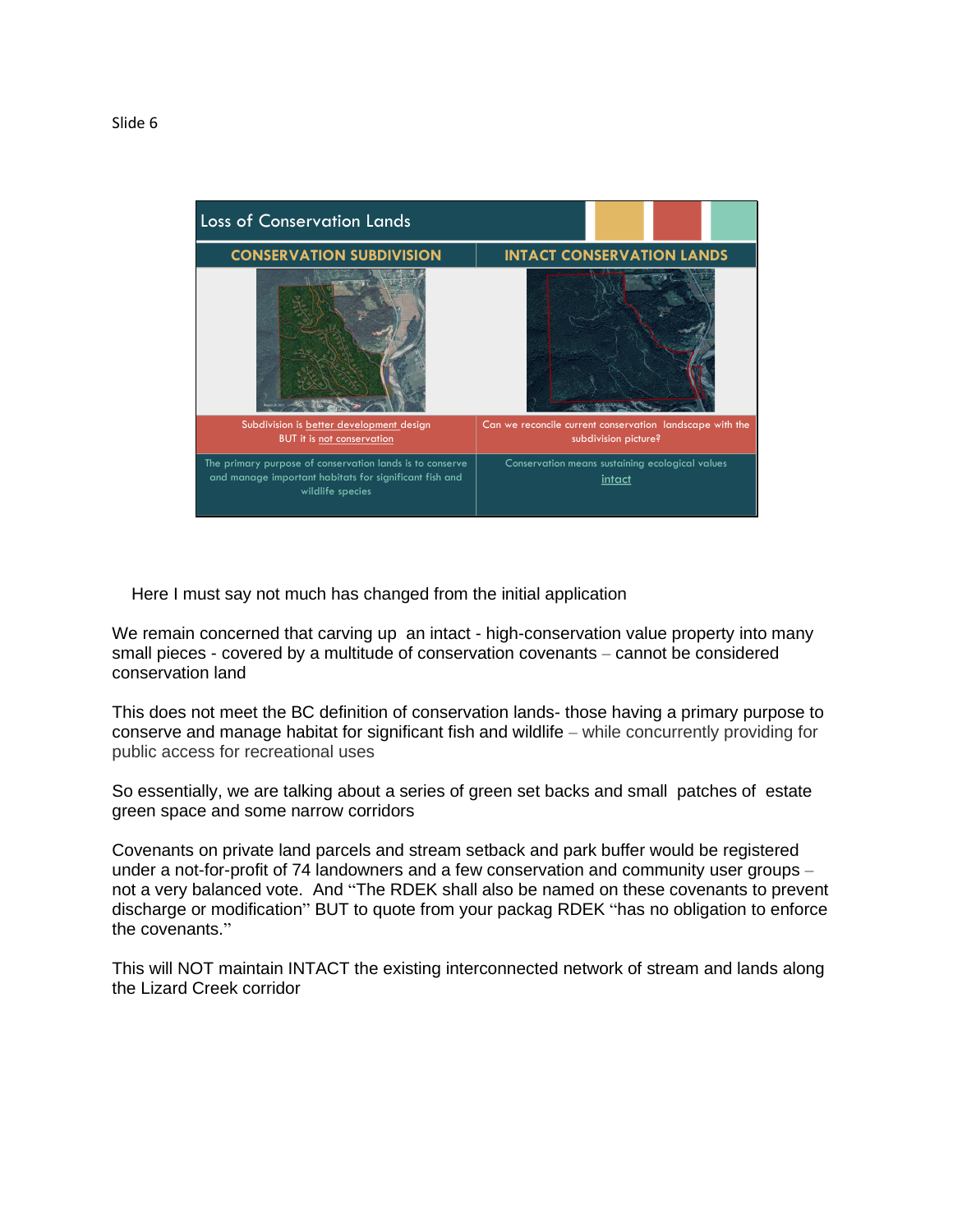Slide 6

## Loss of Conservation Lands

| CONSERVATION SUBDIVISION | INTACT CONSERVATION LANDS |
| --- | --- |
| Subdivision is better development design BUT it is not conservation | Can we reconcile current conservation landscape with the subdivision picture? |
| The primary purpose of conservation lands is to conserve and manage important habitats for significant fish and wildlife species | Conservation means sustaining ecological values intact |

Here I must say not much has changed from the initial application

We remain concerned that carving up an intact - high-conservation value property into many small pieces - covered by a multitude of conservation covenants – cannot be considered conservation land

This does not meet the BC definition of conservation lands- those having a primary purpose to conserve and manage habitat for significant fish and wildlife – while concurrently providing for public access for recreational uses

So essentially, we are talking about a series of green set backs and small patches of estate green space and some narrow corridors

Covenants on private land parcels and stream setback and park buffer would be registered under a not-for-profit of 74 landowners and a few conservation and community user groups – not a very balanced vote. And "The RDEK shall also be named on these covenants to prevent discharge or modification" BUT to quote from your packag RDEK "has no obligation to enforce the covenants."

This will NOT maintain INTACT the existing interconnected network of stream and lands along the Lizard Creek corridor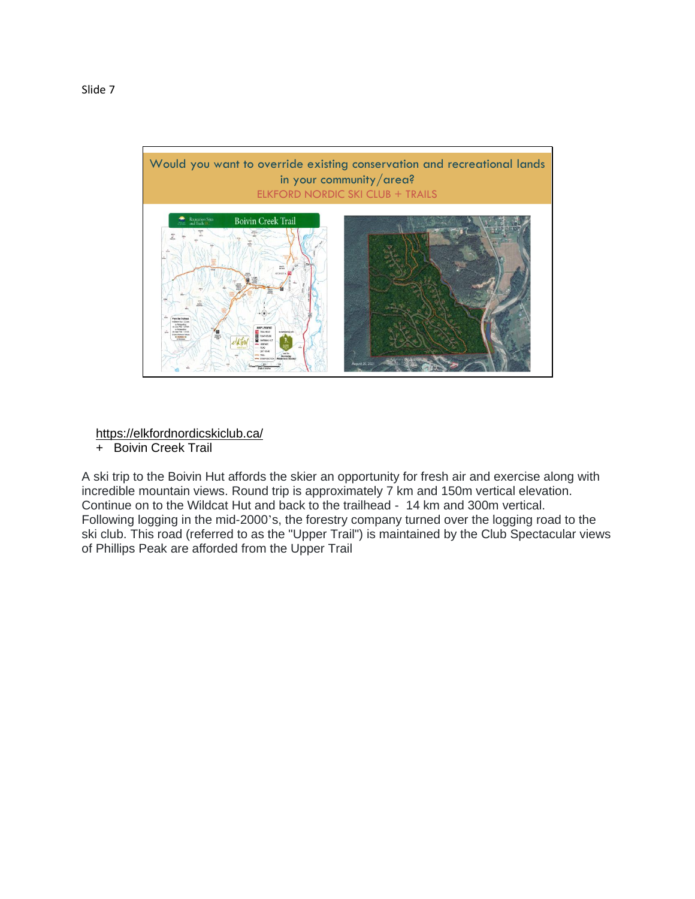Slide 7

Would you want to override existing conservation and recreational lands in your community/area?

ELKFORD NORDIC SKI CLUB + TRAILS

Boivin Creek Trail

https://elkfordnordicskiclub.ca/

+ Boivin Creek Trail

A ski trip to the Boivin Hut affords the skier an opportunity for fresh air and exercise along with incredible mountain views. Round trip is approximately 7 km and 150m vertical elevation. Continue on to the Wildcat Hut and back to the trailhead - 14 km and 300m vertical. Following logging in the mid-2000's, the forestry company turned over the logging road to the ski club. This road (referred to as the "Upper Trail") is maintained by the Club Spectacular views of Phillips Peak are afforded from the Upper Trail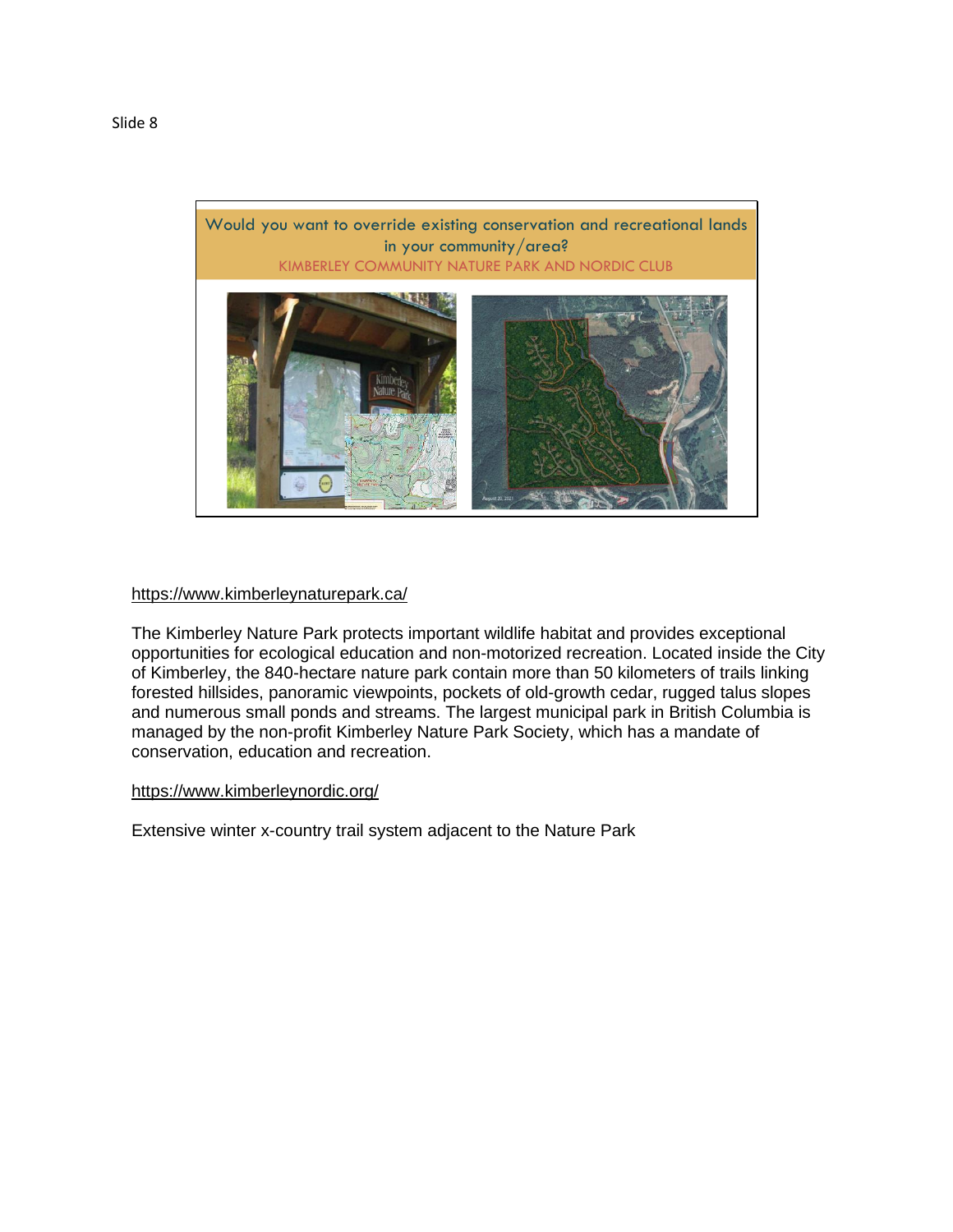Slide 8

Would you want to override existing conservation and recreational lands in your community/area?

KIMBERLEY COMMUNITY NATURE PARK AND NORDIC CLUB

https://www.kimberleynaturepark.ca/

The Kimberley Nature Park protects important wildlife habitat and provides exceptional opportunities for ecological education and non-motorized recreation. Located inside the City of Kimberley, the 840-hectare nature park contain more than 50 kilometers of trails linking forested hillsides, panoramic viewpoints, pockets of old-growth cedar, rugged talus slopes and numerous small ponds and streams. The largest municipal park in British Columbia is managed by the non-profit Kimberley Nature Park Society, which has a mandate of conservation, education and recreation.

https://www.kimberleynordic.org/

Extensive winter x-country trail system adjacent to the Nature Park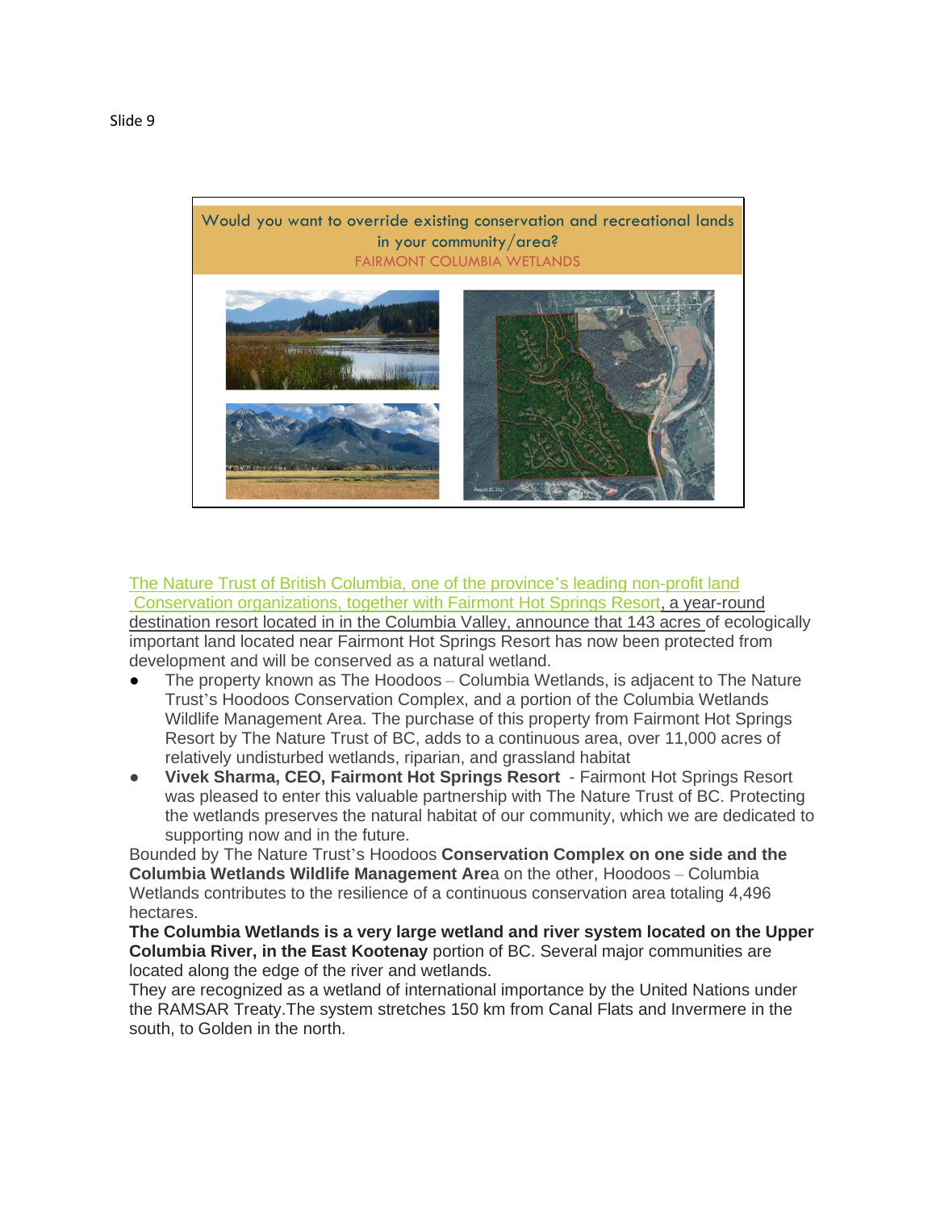Slide 9

Would you want to override existing conservation and recreational lands in your community/area?
FAIRMONT COLUMBIA WETLANDS

The Nature Trust of British Columbia, one of the province's leading non-profit land Conservation organizations, together with Fairmont Hot Springs Resort, a year-round destination resort located in in the Columbia Valley, announce that 143 acres of ecologically important land located near Fairmont Hot Springs Resort has now been protected from development and will be conserved as a natural wetland.

- The property known as The Hoodoos – Columbia Wetlands, is adjacent to The Nature Trust's Hoodoos Conservation Complex, and a portion of the Columbia Wetlands Wildlife Management Area. The purchase of this property from Fairmont Hot Springs Resort by The Nature Trust of BC, adds to a continuous area, over 11,000 acres of relatively undisturbed wetlands, riparian, and grassland habitat
- **Vivek Sharma, CEO, Fairmont Hot Springs Resort** - Fairmont Hot Springs Resort was pleased to enter this valuable partnership with The Nature Trust of BC. Protecting the wetlands preserves the natural habitat of our community, which we are dedicated to supporting now and in the future.

Bounded by The Nature Trust's Hoodoos **Conservation Complex on one side and the Columbia Wetlands Wildlife Management Are**a on the other, Hoodoos – Columbia Wetlands contributes to the resilience of a continuous conservation area totaling 4,496 hectares.

**The Columbia Wetlands is a very large wetland and river system located on the Upper Columbia River, in the East Kootenay** portion of BC. Several major communities are located along the edge of the river and wetlands.

They are recognized as a wetland of international importance by the United Nations under the RAMSAR Treaty.The system stretches 150 km from Canal Flats and Invermere in the south, to Golden in the north.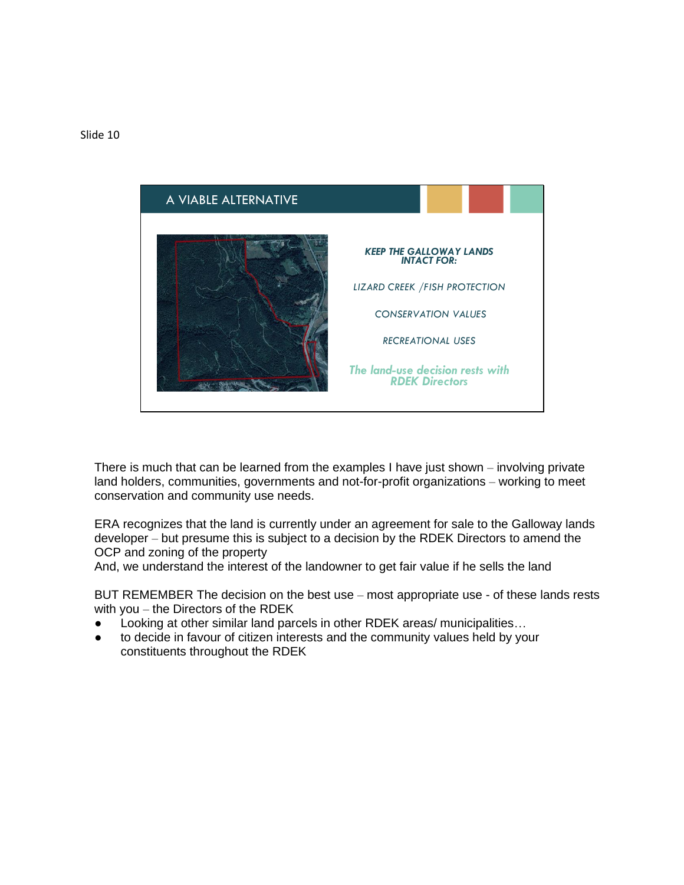Slide 10

## A VIABLE ALTERNATIVE

***KEEP THE GALLOWAY LANDS INTACT FOR:***

*LIZARD CREEK /FISH PROTECTION*

*CONSERVATION VALUES*

*RECREATIONAL USES*

***The land-use decision rests with RDEK Directors***

There is much that can be learned from the examples I have just shown – involving private land holders, communities, governments and not-for-profit organizations – working to meet conservation and community use needs.

ERA recognizes that the land is currently under an agreement for sale to the Galloway lands developer – but presume this is subject to a decision by the RDEK Directors to amend the OCP and zoning of the property
And, we understand the interest of the landowner to get fair value if he sells the land

BUT REMEMBER The decision on the best use – most appropriate use - of these lands rests with you – the Directors of the RDEK

- Looking at other similar land parcels in other RDEK areas/ municipalities…
- to decide in favour of citizen interests and the community values held by your constituents throughout the RDEK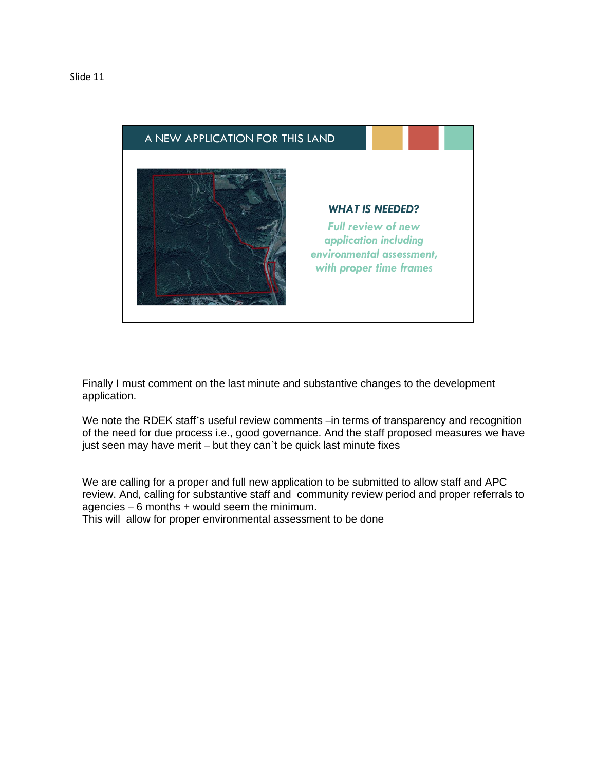Slide 11

A NEW APPLICATION FOR THIS LAND

**WHAT IS NEEDED?**

*Full review of new application including environmental assessment, with proper time frames*

Finally I must comment on the last minute and substantive changes to the development application.

We note the RDEK staff's useful review comments –in terms of transparency and recognition of the need for due process i.e., good governance. And the staff proposed measures we have just seen may have merit – but they can't be quick last minute fixes

We are calling for a proper and full new application to be submitted to allow staff and APC review. And, calling for substantive staff and community review period and proper referrals to agencies – 6 months + would seem the minimum.
This will allow for proper environmental assessment to be done